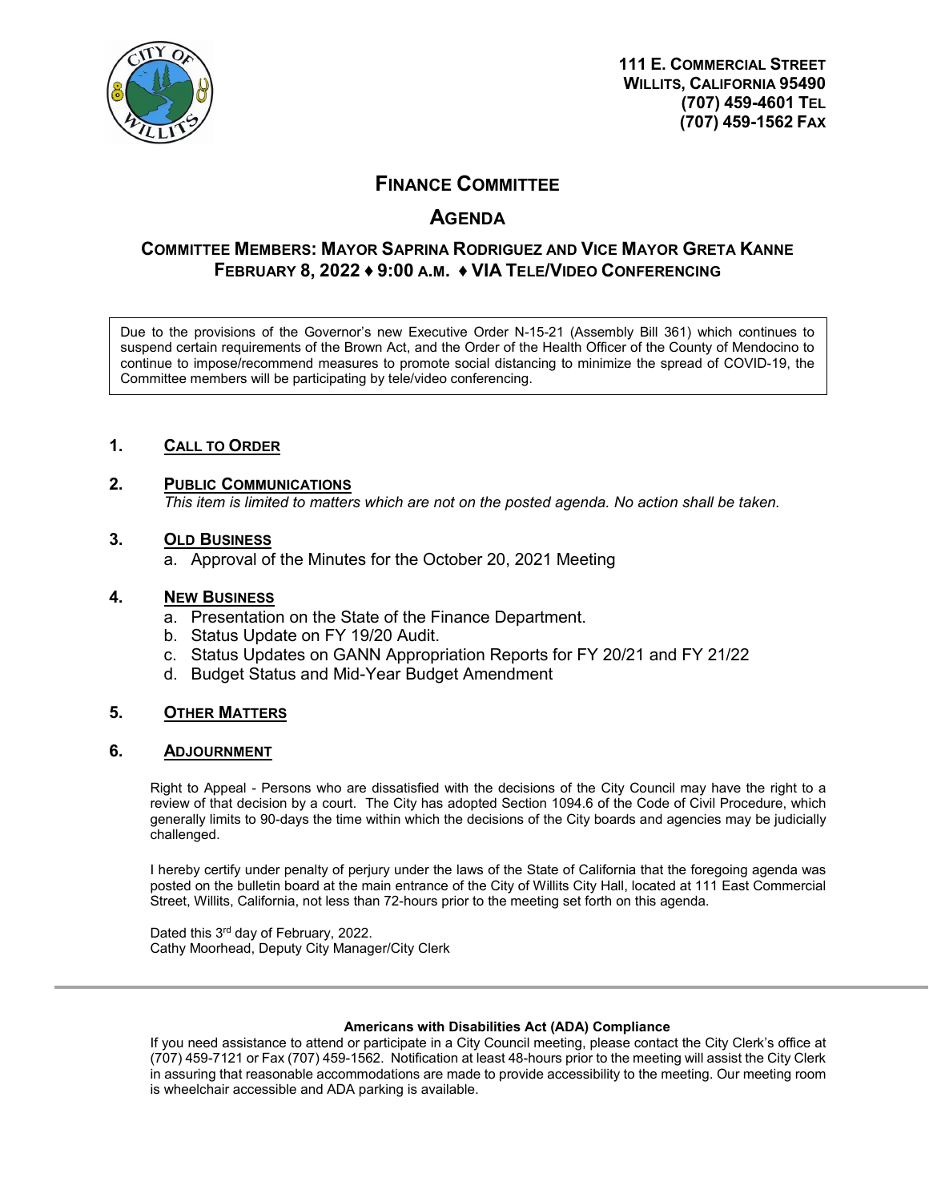111 E. COMMERCIAL STREET
WILLITS, CALIFORNIA 95490
(707) 459-4601 TEL
(707) 459-1562 FAX

# FINANCE COMMITTEE

## AGENDA

### COMMITTEE MEMBERS: MAYOR SAPRINA RODRIGUEZ AND VICE MAYOR GRETA KANNE
### FEBRUARY 8, 2022 ♦ 9:00 A.M. ♦ VIA TELE/VIDEO CONFERENCING

Due to the provisions of the Governor's new Executive Order N-15-21 (Assembly Bill 361) which continues to suspend certain requirements of the Brown Act, and the Order of the Health Officer of the County of Mendocino to continue to impose/recommend measures to promote social distancing to minimize the spread of COVID-19, the Committee members will be participating by tele/video conferencing.

**1. CALL TO ORDER**

**2. PUBLIC COMMUNICATIONS**

*This item is limited to matters which are not on the posted agenda. No action shall be taken.*

**3. OLD BUSINESS**

a. Approval of the Minutes for the October 20, 2021 Meeting

**4. NEW BUSINESS**

a. Presentation on the State of the Finance Department.
b. Status Update on FY 19/20 Audit.
c. Status Updates on GANN Appropriation Reports for FY 20/21 and FY 21/22
d. Budget Status and Mid-Year Budget Amendment

**5. OTHER MATTERS**

**6. ADJOURNMENT**

Right to Appeal - Persons who are dissatisfied with the decisions of the City Council may have the right to a review of that decision by a court. The City has adopted Section 1094.6 of the Code of Civil Procedure, which generally limits to 90-days the time within which the decisions of the City boards and agencies may be judicially challenged.

I hereby certify under penalty of perjury under the laws of the State of California that the foregoing agenda was posted on the bulletin board at the main entrance of the City of Willits City Hall, located at 111 East Commercial Street, Willits, California, not less than 72-hours prior to the meeting set forth on this agenda.

Dated this 3rd day of February, 2022.
Cathy Moorhead, Deputy City Manager/City Clerk

---

**Americans with Disabilities Act (ADA) Compliance**

If you need assistance to attend or participate in a City Council meeting, please contact the City Clerk's office at (707) 459-7121 or Fax (707) 459-1562. Notification at least 48-hours prior to the meeting will assist the City Clerk in assuring that reasonable accommodations are made to provide accessibility to the meeting. Our meeting room is wheelchair accessible and ADA parking is available.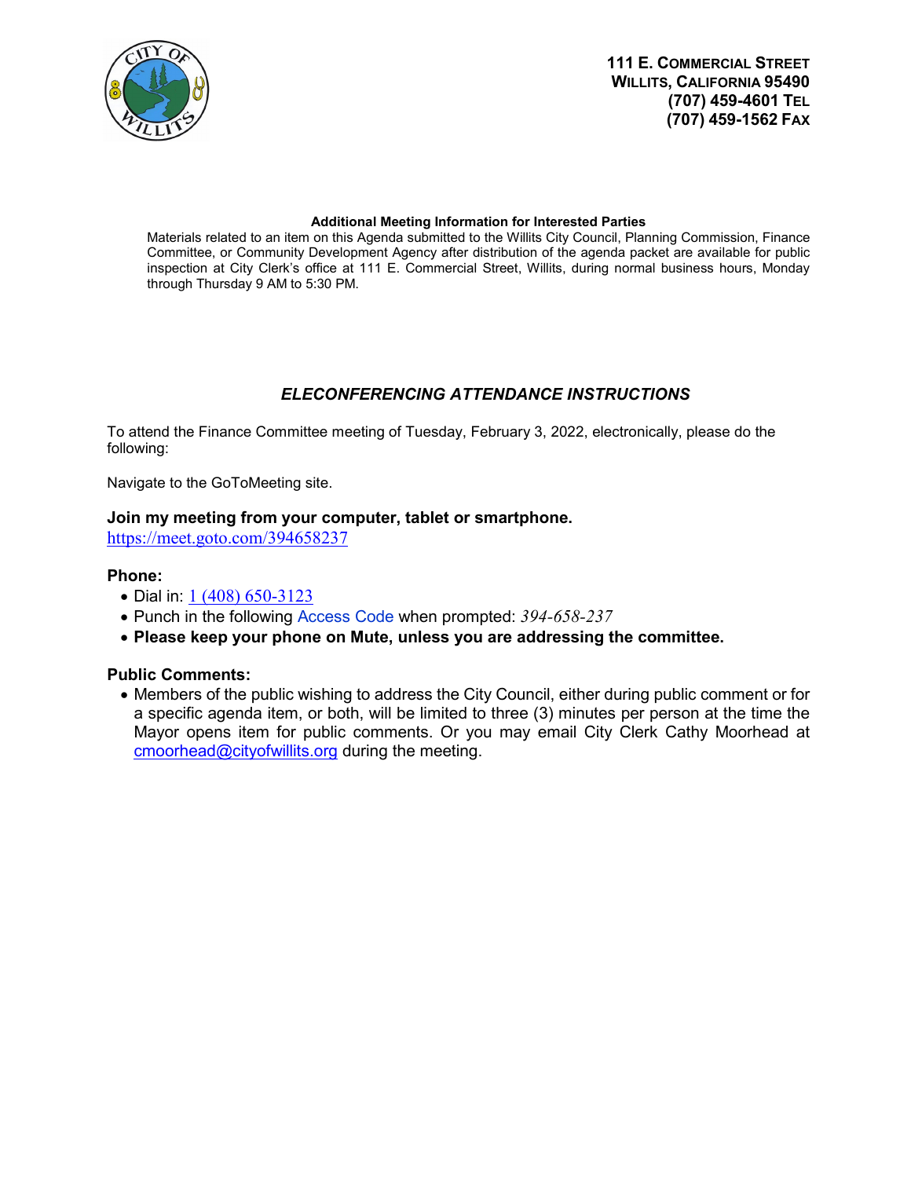111 E. COMMERCIAL STREET
WILLITS, CALIFORNIA 95490
(707) 459-4601 TEL
(707) 459-1562 FAX

**Additional Meeting Information for Interested Parties**

Materials related to an item on this Agenda submitted to the Willits City Council, Planning Commission, Finance Committee, or Community Development Agency after distribution of the agenda packet are available for public inspection at City Clerk's office at 111 E. Commercial Street, Willits, during normal business hours, Monday through Thursday 9 AM to 5:30 PM.

## *ELECONFERENCING ATTENDANCE INSTRUCTIONS*

To attend the Finance Committee meeting of Tuesday, February 3, 2022, electronically, please do the following:

Navigate to the GoToMeeting site.

**Join my meeting from your computer, tablet or smartphone.**
https://meet.goto.com/394658237

**Phone:**

- Dial in: 1 (408) 650-3123
- Punch in the following Access Code when prompted: *394-658-237*
- **Please keep your phone on Mute, unless you are addressing the committee.**

**Public Comments:**

- Members of the public wishing to address the City Council, either during public comment or for a specific agenda item, or both, will be limited to three (3) minutes per person at the time the Mayor opens item for public comments. Or you may email City Clerk Cathy Moorhead at cmoorhead@cityofwillits.org during the meeting.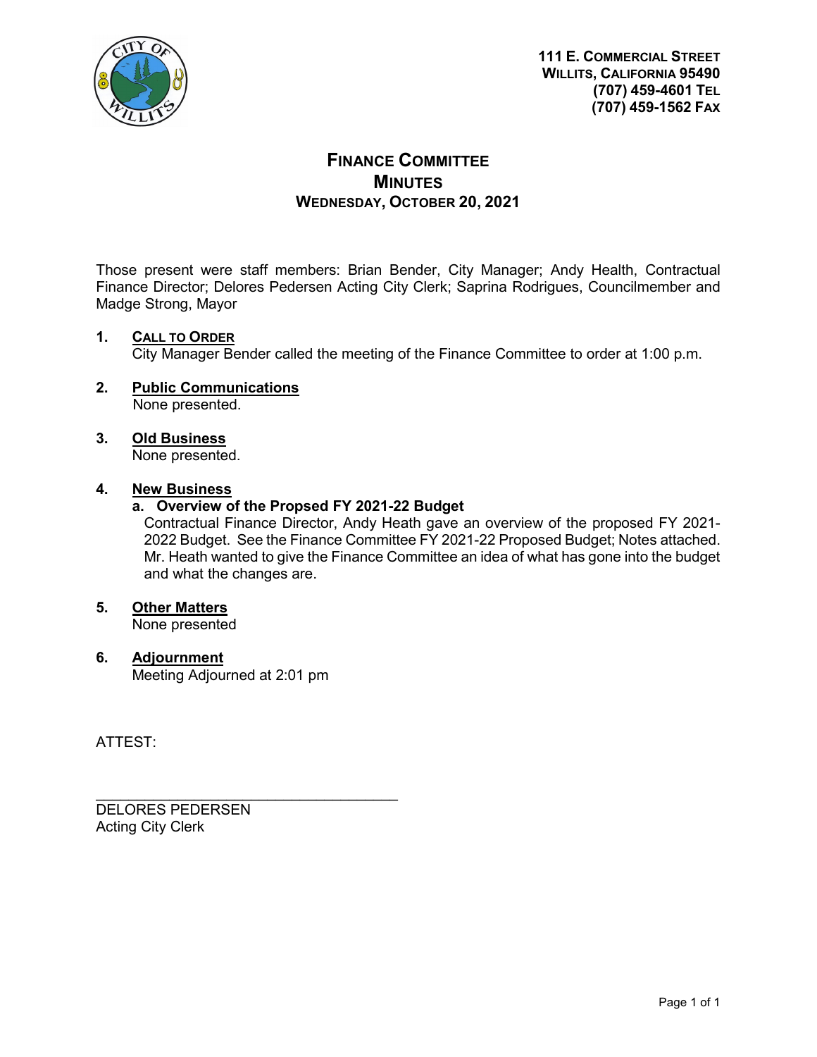111 E. COMMERCIAL STREET
WILLITS, CALIFORNIA 95490
(707) 459-4601 TEL
(707) 459-1562 FAX

# FINANCE COMMITTEE
# MINUTES
## WEDNESDAY, OCTOBER 20, 2021

Those present were staff members: Brian Bender, City Manager; Andy Health, Contractual Finance Director; Delores Pedersen Acting City Clerk; Saprina Rodrigues, Councilmember and Madge Strong, Mayor

1. **CALL TO ORDER**
   City Manager Bender called the meeting of the Finance Committee to order at 1:00 p.m.

2. **Public Communications**
   None presented.

3. **Old Business**
   None presented.

4. **New Business**
   **a. Overview of the Propsed FY 2021-22 Budget**
   Contractual Finance Director, Andy Heath gave an overview of the proposed FY 2021-2022 Budget. See the Finance Committee FY 2021-22 Proposed Budget; Notes attached. Mr. Heath wanted to give the Finance Committee an idea of what has gone into the budget and what the changes are.

5. **Other Matters**
   None presented

6. **Adjournment**
   Meeting Adjourned at 2:01 pm

ATTEST:

___________________________________
DELORES PEDERSEN
Acting City Clerk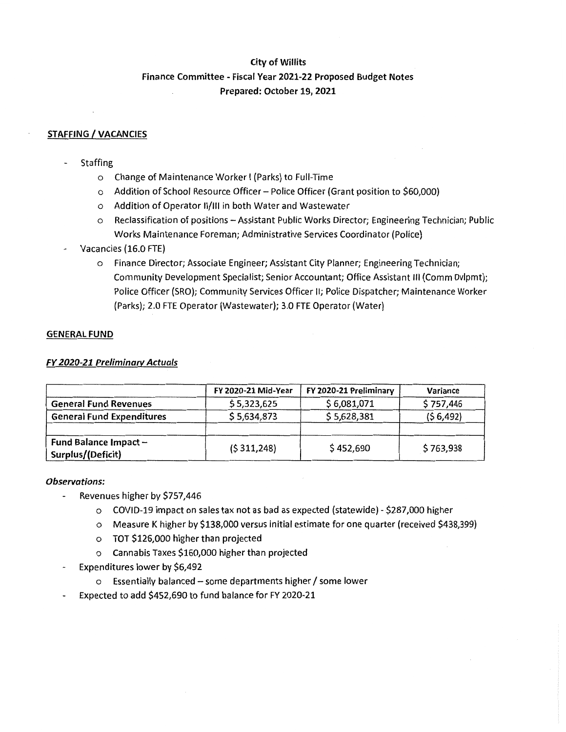# City of Willits
## Finance Committee - Fiscal Year 2021-22 Proposed Budget Notes
### Prepared: October 19, 2021

**STAFFING / VACANCIES**

- Staffing
  - Change of Maintenance Worker I (Parks) to Full-Time
  - Addition of School Resource Officer – Police Officer (Grant position to $60,000)
  - Addition of Operator II/III in both Water and Wastewater
  - Reclassification of positions – Assistant Public Works Director; Engineering Technician; Public Works Maintenance Foreman; Administrative Services Coordinator (Police)
- Vacancies (16.0 FTE)
  - Finance Director; Associate Engineer; Assistant City Planner; Engineering Technician; Community Development Specialist; Senior Accountant; Office Assistant III (Comm Dvlpmt); Police Officer (SRO); Community Services Officer II; Police Dispatcher; Maintenance Worker (Parks); 2.0 FTE Operator (Wastewater); 3.0 FTE Operator (Water)

**GENERAL FUND**

***FY 2020-21 Preliminary Actuals***

| | FY 2020-21 Mid-Year | FY 2020-21 Preliminary | Variance |
|---|---|---|---|
| **General Fund Revenues** | $ 5,323,625 | $ 6,081,071 | $ 757,446 |
| **General Fund Expenditures** | $ 5,634,873 | $ 5,628,381 | ($ 6,492) |
| | | | |
| **Fund Balance Impact – Surplus/(Deficit)** | ($ 311,248) | $ 452,690 | $ 763,938 |

***Observations:***

- Revenues higher by $757,446
  - COVID-19 impact on sales tax not as bad as expected (statewide) - $287,000 higher
  - Measure K higher by $138,000 versus initial estimate for one quarter (received $438,399)
  - TOT $126,000 higher than projected
  - Cannabis Taxes $160,000 higher than projected
- Expenditures lower by $6,492
  - Essentially balanced – some departments higher / some lower
- Expected to add $452,690 to fund balance for FY 2020-21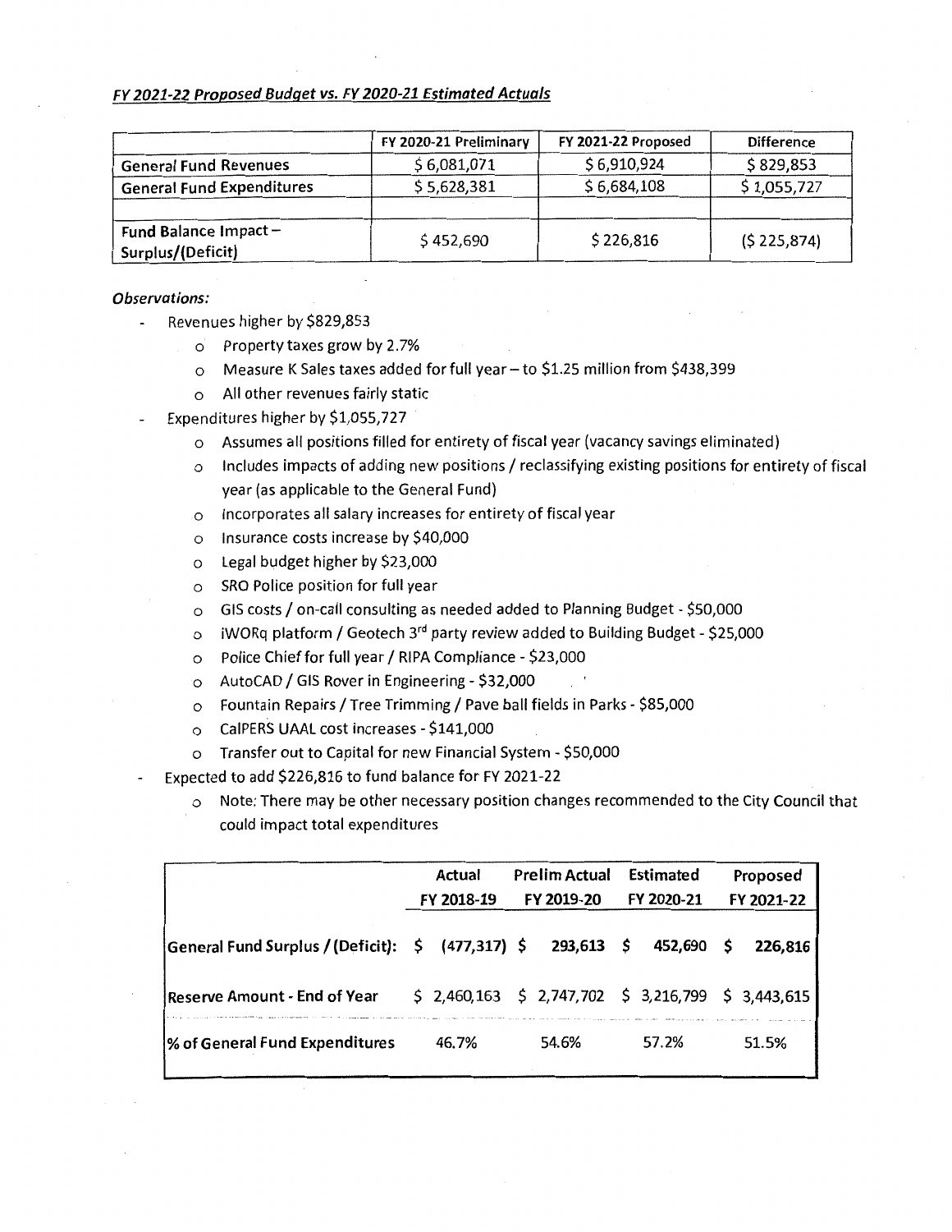*FY 2021-22 Proposed Budget vs. FY 2020-21 Estimated Actuals*

| | FY 2020-21 Preliminary | FY 2021-22 Proposed | Difference |
|---|---|---|---|
| General Fund Revenues | $ 6,081,071 | $ 6,910,924 | $ 829,853 |
| General Fund Expenditures | $ 5,628,381 | $ 6,684,108 | $ 1,055,727 |
| | | | |
| Fund Balance Impact – Surplus/(Deficit) | $ 452,690 | $ 226,816 | ($ 225,874) |

*Observations:*

- Revenues higher by $829,853
  - Property taxes grow by 2.7%
  - Measure K Sales taxes added for full year – to $1.25 million from $438,399
  - All other revenues fairly static
- Expenditures higher by $1,055,727
  - Assumes all positions filled for entirety of fiscal year (vacancy savings eliminated)
  - Includes impacts of adding new positions / reclassifying existing positions for entirety of fiscal year (as applicable to the General Fund)
  - Incorporates all salary increases for entirety of fiscal year
  - Insurance costs increase by $40,000
  - Legal budget higher by $23,000
  - SRO Police position for full year
  - GIS costs / on-call consulting as needed added to Planning Budget - $50,000
  - iWORq platform / Geotech 3rd party review added to Building Budget - $25,000
  - Police Chief for full year / RIPA Compliance - $23,000
  - AutoCAD / GIS Rover in Engineering - $32,000
  - Fountain Repairs / Tree Trimming / Pave ball fields in Parks - $85,000
  - CalPERS UAAL cost increases - $141,000
  - Transfer out to Capital for new Financial System - $50,000
- Expected to add $226,816 to fund balance for FY 2021-22
  - Note: There may be other necessary position changes recommended to the City Council that could impact total expenditures

| | Actual FY 2018-19 | Prelim Actual FY 2019-20 | Estimated FY 2020-21 | Proposed FY 2021-22 |
|---|---|---|---|---|
| General Fund Surplus / (Deficit): | $ (477,317) | $ 293,613 | $ 452,690 | $ 226,816 |
| Reserve Amount - End of Year | $ 2,460,163 | $ 2,747,702 | $ 3,216,799 | $ 3,443,615 |
| % of General Fund Expenditures | 46.7% | 54.6% | 57.2% | 51.5% |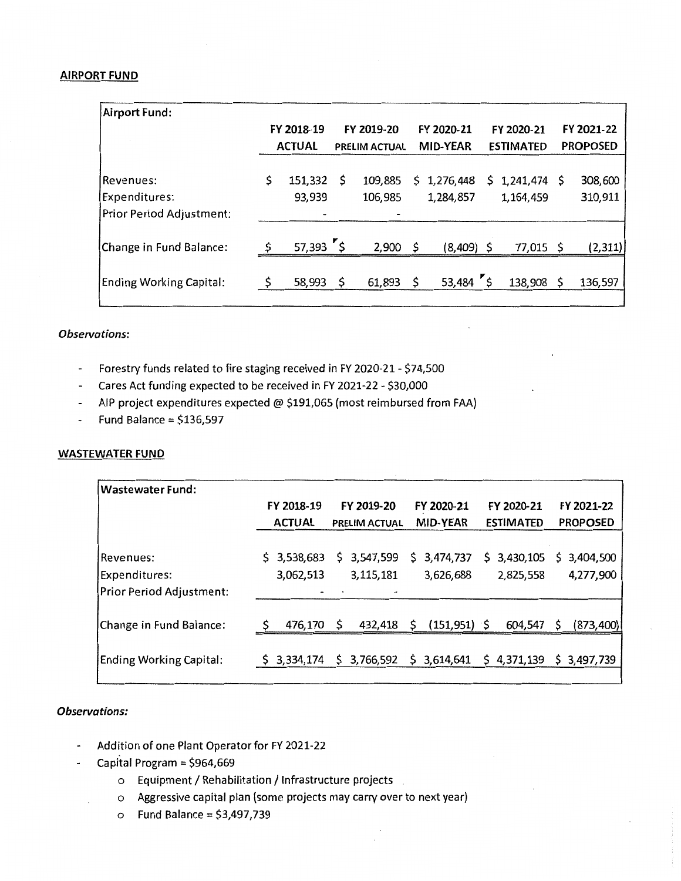**AIRPORT FUND**

| Airport Fund: | FY 2018-19 ACTUAL | FY 2019-20 PRELIM ACTUAL | FY 2020-21 MID-YEAR | FY 2020-21 ESTIMATED | FY 2021-22 PROPOSED |
|---|---|---|---|---|---|
| Revenues: | $ 151,332 | $ 109,885 | $ 1,276,448 | $ 1,241,474 | $ 308,600 |
| Expenditures: | 93,939 | 106,985 | 1,284,857 | 1,164,459 | 310,911 |
| Prior Period Adjustment: | - | - | | | |
| Change in Fund Balance: | $ 57,393 | $ 2,900 | $ (8,409) | $ 77,015 | $ (2,311) |
| Ending Working Capital: | $ 58,993 | $ 61,893 | $ 53,484 | $ 138,908 | $ 136,597 |

***Observations:***

- Forestry funds related to fire staging received in FY 2020-21 - $74,500
- Cares Act funding expected to be received in FY 2021-22 - $30,000
- AIP project expenditures expected @ $191,065 (most reimbursed from FAA)
- Fund Balance = $136,597

**WASTEWATER FUND**

| Wastewater Fund: | FY 2018-19 ACTUAL | FY 2019-20 PRELIM ACTUAL | FY 2020-21 MID-YEAR | FY 2020-21 ESTIMATED | FY 2021-22 PROPOSED |
|---|---|---|---|---|---|
| Revenues: | $ 3,538,683 | $ 3,547,599 | $ 3,474,737 | $ 3,430,105 | $ 3,404,500 |
| Expenditures: | 3,062,513 | 3,115,181 | 3,626,688 | 2,825,558 | 4,277,900 |
| Prior Period Adjustment: | - | - | | | |
| Change in Fund Balance: | $ 476,170 | $ 432,418 | $ (151,951) | $ 604,547 | $ (873,400) |
| Ending Working Capital: | $ 3,334,174 | $ 3,766,592 | $ 3,614,641 | $ 4,371,139 | $ 3,497,739 |

***Observations:***

- Addition of one Plant Operator for FY 2021-22
- Capital Program = $964,669
  - Equipment / Rehabilitation / Infrastructure projects
  - Aggressive capital plan (some projects may carry over to next year)
  - Fund Balance = $3,497,739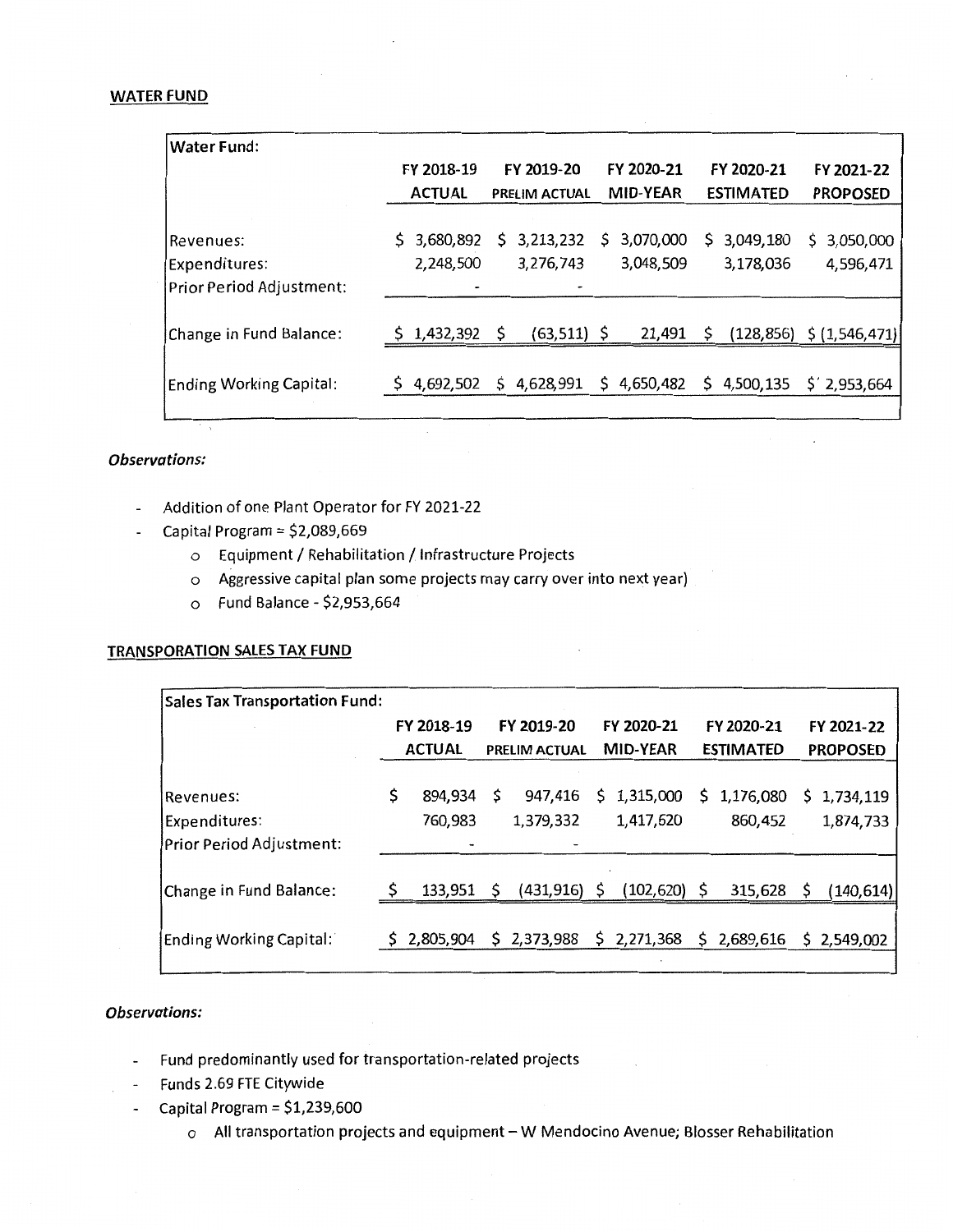## WATER FUND

| Water Fund: | FY 2018-19 ACTUAL | FY 2019-20 PRELIM ACTUAL | FY 2020-21 MID-YEAR | FY 2020-21 ESTIMATED | FY 2021-22 PROPOSED |
|---|---|---|---|---|---|
| Revenues: | $ 3,680,892 | $ 3,213,232 | $ 3,070,000 | $ 3,049,180 | $ 3,050,000 |
| Expenditures: | 2,248,500 | 3,276,743 | 3,048,509 | 3,178,036 | 4,596,471 |
| Prior Period Adjustment: | - | - | | | |
| Change in Fund Balance: | $ 1,432,392 | $ (63,511) | $ 21,491 | $ (128,856) | $ (1,546,471) |
| Ending Working Capital: | $ 4,692,502 | $ 4,628,991 | $ 4,650,482 | $ 4,500,135 | $ 2,953,664 |

***Observations:***

- Addition of one Plant Operator for FY 2021-22
- Capital Program = $2,089,669
  - Equipment / Rehabilitation / Infrastructure Projects
  - Aggressive capital plan some projects may carry over into next year)
  - Fund Balance - $2,953,664

## TRANSPORATION SALES TAX FUND

| Sales Tax Transportation Fund: | FY 2018-19 ACTUAL | FY 2019-20 PRELIM ACTUAL | FY 2020-21 MID-YEAR | FY 2020-21 ESTIMATED | FY 2021-22 PROPOSED |
|---|---|---|---|---|---|
| Revenues: | $ 894,934 | $ 947,416 | $ 1,315,000 | $ 1,176,080 | $ 1,734,119 |
| Expenditures: | 760,983 | 1,379,332 | 1,417,620 | 860,452 | 1,874,733 |
| Prior Period Adjustment: | - | - | | | |
| Change in Fund Balance: | $ 133,951 | $ (431,916) | $ (102,620) | $ 315,628 | $ (140,614) |
| Ending Working Capital: | $ 2,805,904 | $ 2,373,988 | $ 2,271,368 | $ 2,689,616 | $ 2,549,002 |

***Observations:***

- Fund predominantly used for transportation-related projects
- Funds 2.69 FTE Citywide
- Capital Program = $1,239,600
  - All transportation projects and equipment – W Mendocino Avenue; Blosser Rehabilitation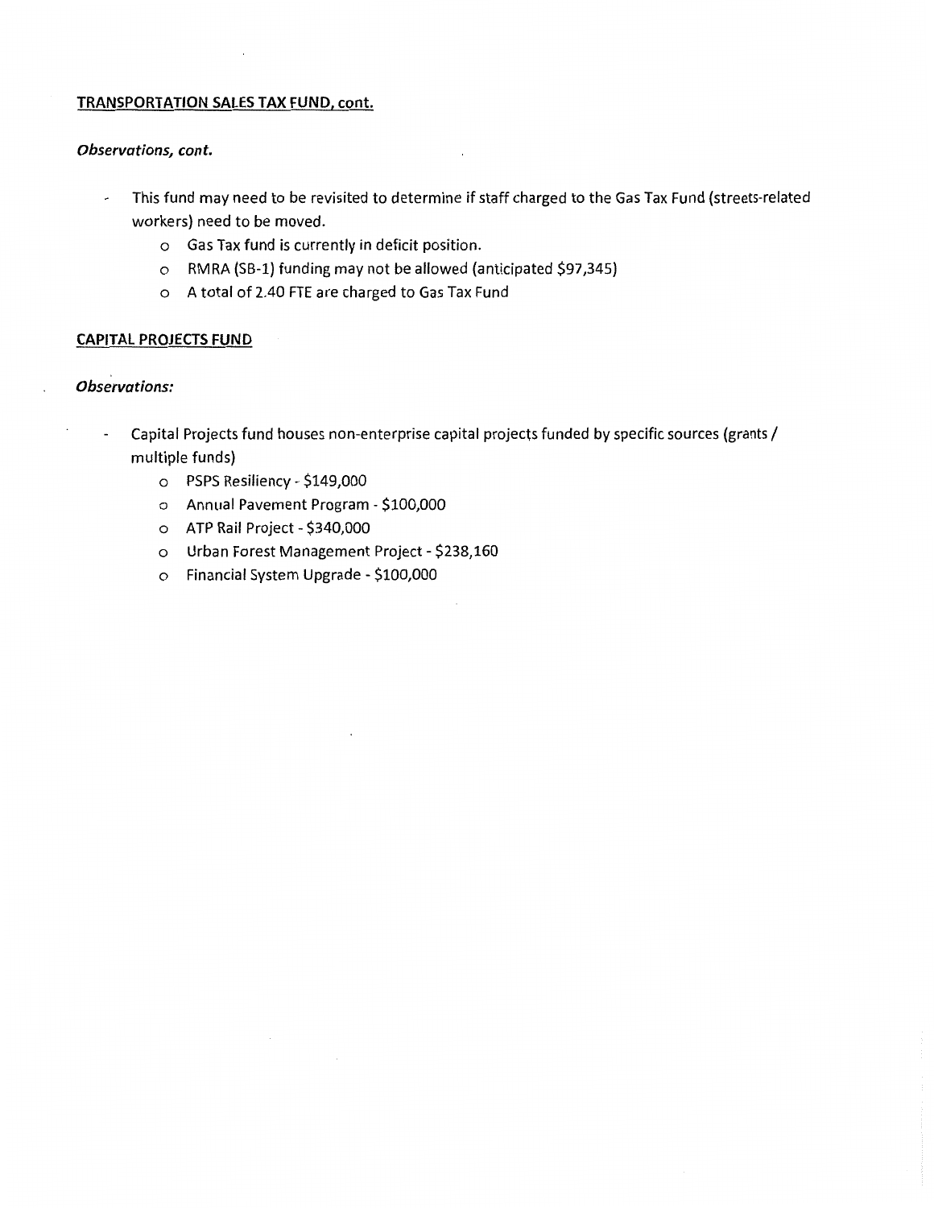**TRANSPORTATION SALES TAX FUND, cont.**

***Observations, cont.***

- This fund may need to be revisited to determine if staff charged to the Gas Tax Fund (streets-related workers) need to be moved.
  - Gas Tax fund is currently in deficit position.
  - RMRA (SB-1) funding may not be allowed (anticipated $97,345)
  - A total of 2.40 FTE are charged to Gas Tax Fund

**CAPITAL PROJECTS FUND**

***Observations:***

- Capital Projects fund houses non-enterprise capital projects funded by specific sources (grants / multiple funds)
  - PSPS Resiliency - $149,000
  - Annual Pavement Program - $100,000
  - ATP Rail Project - $340,000
  - Urban Forest Management Project - $238,160
  - Financial System Upgrade - $100,000